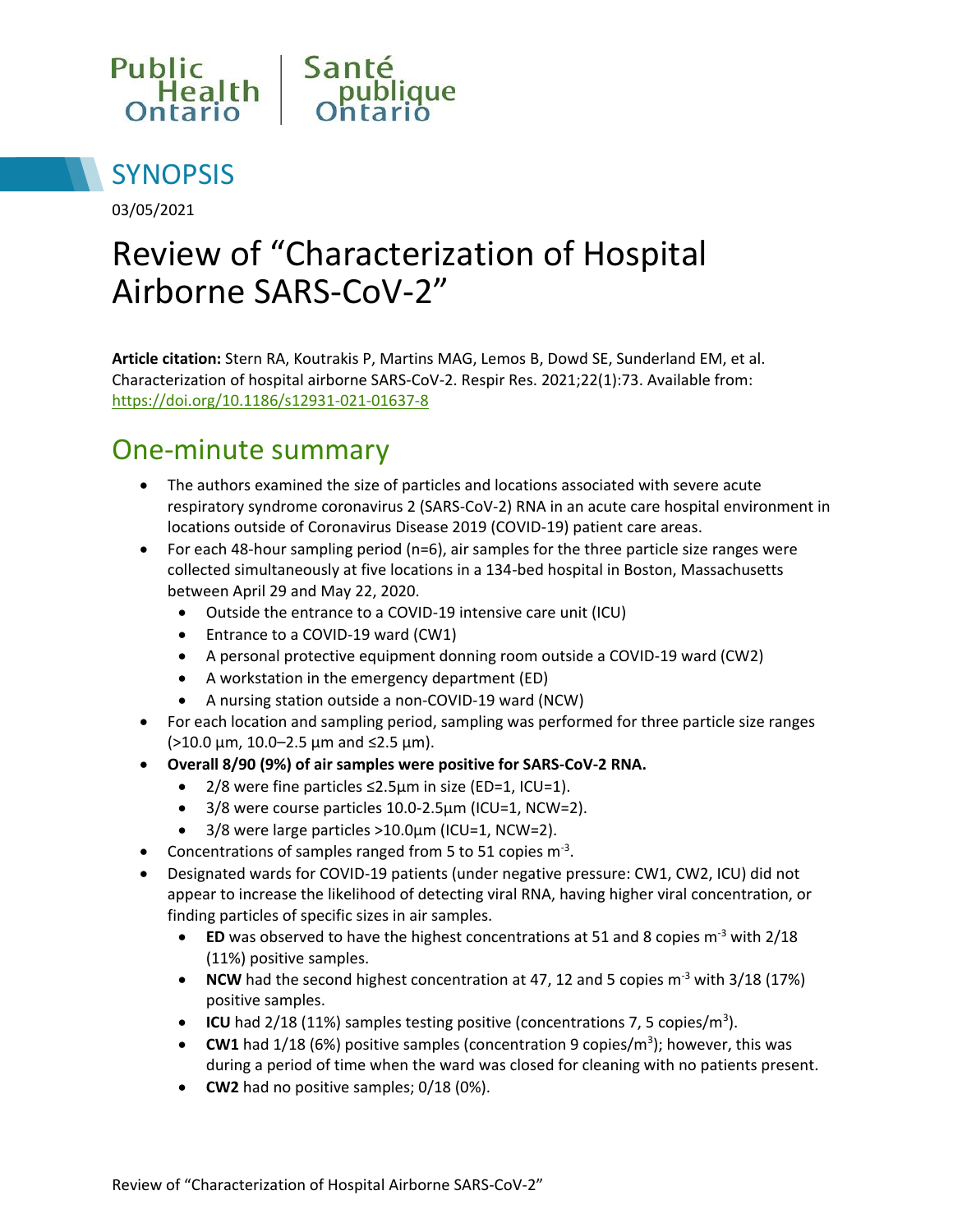Public Health Ontario | Santé publique Ontario

## SYNOPSIS

03/05/2021

# Review of "Characterization of Hospital Airborne SARS-CoV-2"

**Article citation:** Stern RA, Koutrakis P, Martins MAG, Lemos B, Dowd SE, Sunderland EM, et al. Characterization of hospital airborne SARS-CoV-2. Respir Res. 2021;22(1):73. Available from: https://doi.org/10.1186/s12931-021-01637-8

## One-minute summary

- The authors examined the size of particles and locations associated with severe acute respiratory syndrome coronavirus 2 (SARS-CoV-2) RNA in an acute care hospital environment in locations outside of Coronavirus Disease 2019 (COVID-19) patient care areas.
- For each 48-hour sampling period (n=6), air samples for the three particle size ranges were collected simultaneously at five locations in a 134-bed hospital in Boston, Massachusetts between April 29 and May 22, 2020.
  - Outside the entrance to a COVID-19 intensive care unit (ICU)
  - Entrance to a COVID-19 ward (CW1)
  - A personal protective equipment donning room outside a COVID-19 ward (CW2)
  - A workstation in the emergency department (ED)
  - A nursing station outside a non-COVID-19 ward (NCW)
- For each location and sampling period, sampling was performed for three particle size ranges (>10.0 µm, 10.0–2.5 µm and ≤2.5 µm).
- **Overall 8/90 (9%) of air samples were positive for SARS-CoV-2 RNA.**
  - 2/8 were fine particles ≤2.5µm in size (ED=1, ICU=1).
  - 3/8 were course particles 10.0-2.5µm (ICU=1, NCW=2).
  - 3/8 were large particles >10.0µm (ICU=1, NCW=2).
- Concentrations of samples ranged from 5 to 51 copies $m^{-3}$.
- Designated wards for COVID-19 patients (under negative pressure: CW1, CW2, ICU) did not appear to increase the likelihood of detecting viral RNA, having higher viral concentration, or finding particles of specific sizes in air samples.
  - **ED** was observed to have the highest concentrations at 51 and 8 copies $m^{-3}$ with 2/18 (11%) positive samples.
  - **NCW** had the second highest concentration at 47, 12 and 5 copies $m^{-3}$ with 3/18 (17%) positive samples.
  - **ICU** had 2/18 (11%) samples testing positive (concentrations 7, 5 copies/$m^3$).
  - **CW1** had 1/18 (6%) positive samples (concentration 9 copies/$m^3$); however, this was during a period of time when the ward was closed for cleaning with no patients present.
  - **CW2** had no positive samples; 0/18 (0%).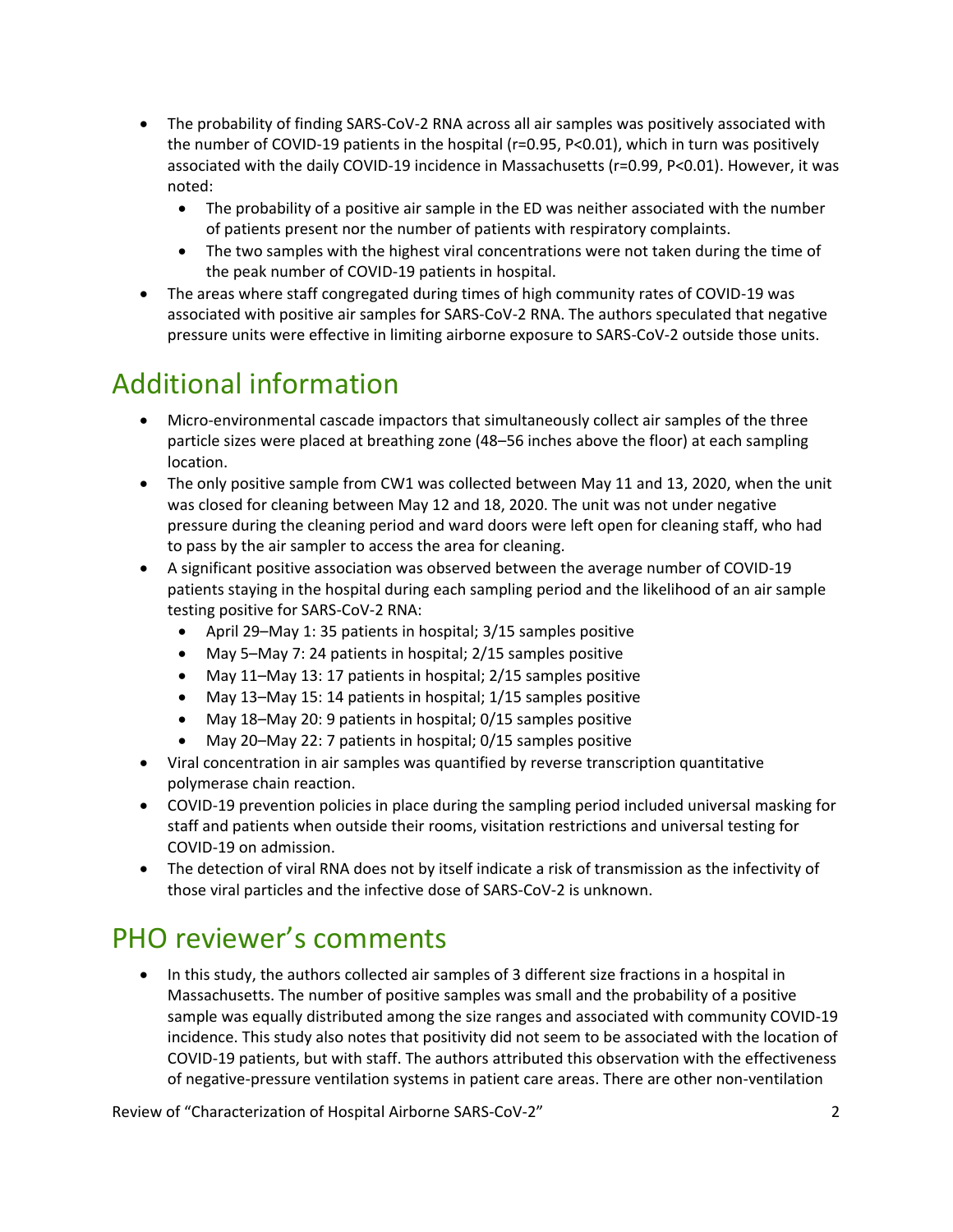- The probability of finding SARS-CoV-2 RNA across all air samples was positively associated with the number of COVID-19 patients in the hospital ($r=0.95$, $P<0.01$), which in turn was positively associated with the daily COVID-19 incidence in Massachusetts ($r=0.99$, $P<0.01$). However, it was noted:
  - The probability of a positive air sample in the ED was neither associated with the number of patients present nor the number of patients with respiratory complaints.
  - The two samples with the highest viral concentrations were not taken during the time of the peak number of COVID-19 patients in hospital.
- The areas where staff congregated during times of high community rates of COVID-19 was associated with positive air samples for SARS-CoV-2 RNA. The authors speculated that negative pressure units were effective in limiting airborne exposure to SARS-CoV-2 outside those units.

# Additional information

- Micro-environmental cascade impactors that simultaneously collect air samples of the three particle sizes were placed at breathing zone (48–56 inches above the floor) at each sampling location.
- The only positive sample from CW1 was collected between May 11 and 13, 2020, when the unit was closed for cleaning between May 12 and 18, 2020. The unit was not under negative pressure during the cleaning period and ward doors were left open for cleaning staff, who had to pass by the air sampler to access the area for cleaning.
- A significant positive association was observed between the average number of COVID-19 patients staying in the hospital during each sampling period and the likelihood of an air sample testing positive for SARS-CoV-2 RNA:
  - April 29–May 1: 35 patients in hospital; 3/15 samples positive
  - May 5–May 7: 24 patients in hospital; 2/15 samples positive
  - May 11–May 13: 17 patients in hospital; 2/15 samples positive
  - May 13–May 15: 14 patients in hospital; 1/15 samples positive
  - May 18–May 20: 9 patients in hospital; 0/15 samples positive
  - May 20–May 22: 7 patients in hospital; 0/15 samples positive
- Viral concentration in air samples was quantified by reverse transcription quantitative polymerase chain reaction.
- COVID-19 prevention policies in place during the sampling period included universal masking for staff and patients when outside their rooms, visitation restrictions and universal testing for COVID-19 on admission.
- The detection of viral RNA does not by itself indicate a risk of transmission as the infectivity of those viral particles and the infective dose of SARS-CoV-2 is unknown.

# PHO reviewer's comments

- In this study, the authors collected air samples of 3 different size fractions in a hospital in Massachusetts. The number of positive samples was small and the probability of a positive sample was equally distributed among the size ranges and associated with community COVID-19 incidence. This study also notes that positivity did not seem to be associated with the location of COVID-19 patients, but with staff. The authors attributed this observation with the effectiveness of negative-pressure ventilation systems in patient care areas. There are other non-ventilation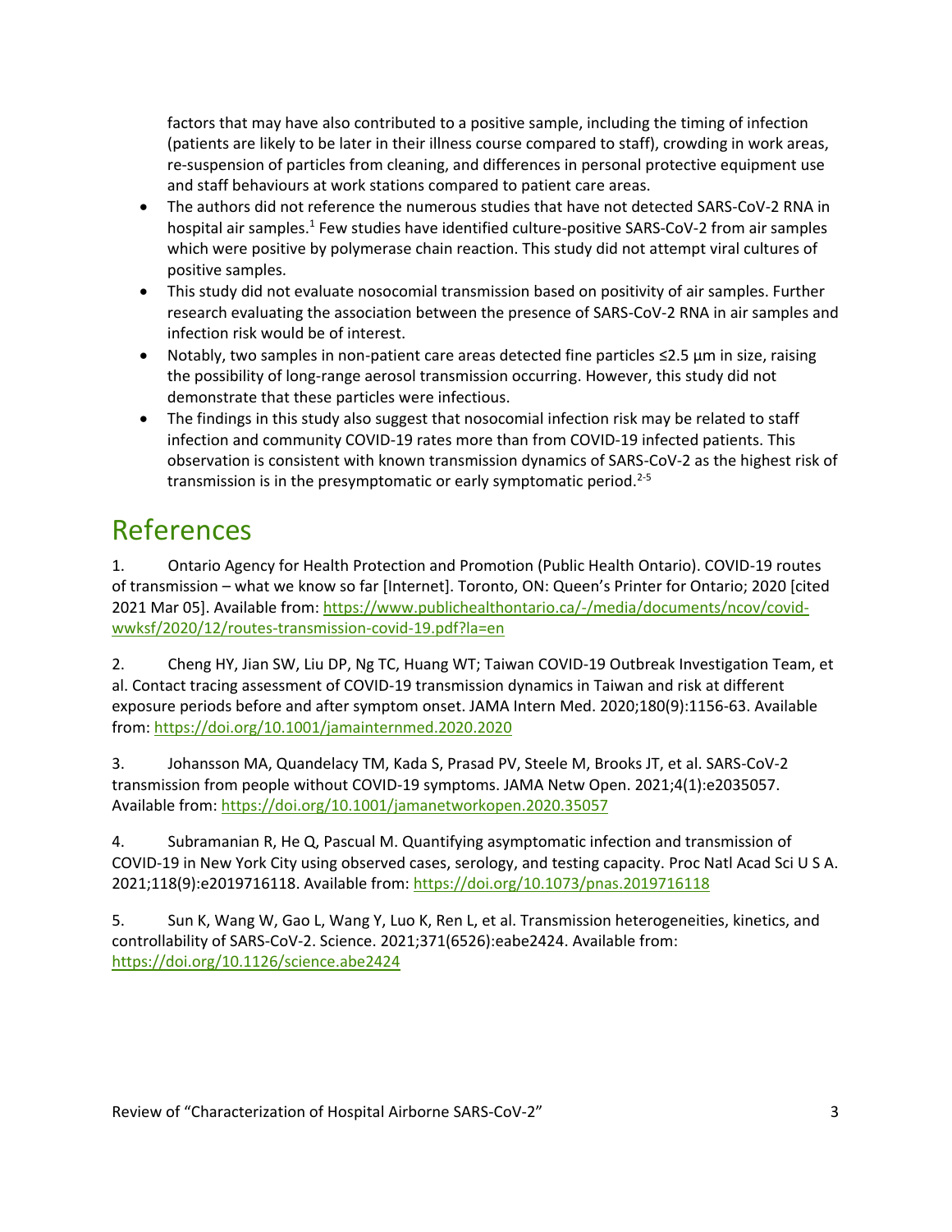factors that may have also contributed to a positive sample, including the timing of infection (patients are likely to be later in their illness course compared to staff), crowding in work areas, re-suspension of particles from cleaning, and differences in personal protective equipment use and staff behaviours at work stations compared to patient care areas.

- The authors did not reference the numerous studies that have not detected SARS-CoV-2 RNA in hospital air samples.[1] Few studies have identified culture-positive SARS-CoV-2 from air samples which were positive by polymerase chain reaction. This study did not attempt viral cultures of positive samples.
- This study did not evaluate nosocomial transmission based on positivity of air samples. Further research evaluating the association between the presence of SARS-CoV-2 RNA in air samples and infection risk would be of interest.
- Notably, two samples in non-patient care areas detected fine particles ≤2.5 µm in size, raising the possibility of long-range aerosol transmission occurring. However, this study did not demonstrate that these particles were infectious.
- The findings in this study also suggest that nosocomial infection risk may be related to staff infection and community COVID-19 rates more than from COVID-19 infected patients. This observation is consistent with known transmission dynamics of SARS-CoV-2 as the highest risk of transmission is in the presymptomatic or early symptomatic period.[2-5]

# References

1. Ontario Agency for Health Protection and Promotion (Public Health Ontario). COVID-19 routes of transmission – what we know so far [Internet]. Toronto, ON: Queen's Printer for Ontario; 2020 [cited 2021 Mar 05]. Available from: https://www.publichealthontario.ca/-/media/documents/ncov/covid-wwksf/2020/12/routes-transmission-covid-19.pdf?la=en

2. Cheng HY, Jian SW, Liu DP, Ng TC, Huang WT; Taiwan COVID-19 Outbreak Investigation Team, et al. Contact tracing assessment of COVID-19 transmission dynamics in Taiwan and risk at different exposure periods before and after symptom onset. JAMA Intern Med. 2020;180(9):1156-63. Available from: https://doi.org/10.1001/jamainternmed.2020.2020

3. Johansson MA, Quandelacy TM, Kada S, Prasad PV, Steele M, Brooks JT, et al. SARS-CoV-2 transmission from people without COVID-19 symptoms. JAMA Netw Open. 2021;4(1):e2035057. Available from: https://doi.org/10.1001/jamanetworkopen.2020.35057

4. Subramanian R, He Q, Pascual M. Quantifying asymptomatic infection and transmission of COVID-19 in New York City using observed cases, serology, and testing capacity. Proc Natl Acad Sci U S A. 2021;118(9):e2019716118. Available from: https://doi.org/10.1073/pnas.2019716118

5. Sun K, Wang W, Gao L, Wang Y, Luo K, Ren L, et al. Transmission heterogeneities, kinetics, and controllability of SARS-CoV-2. Science. 2021;371(6526):eabe2424. Available from: https://doi.org/10.1126/science.abe2424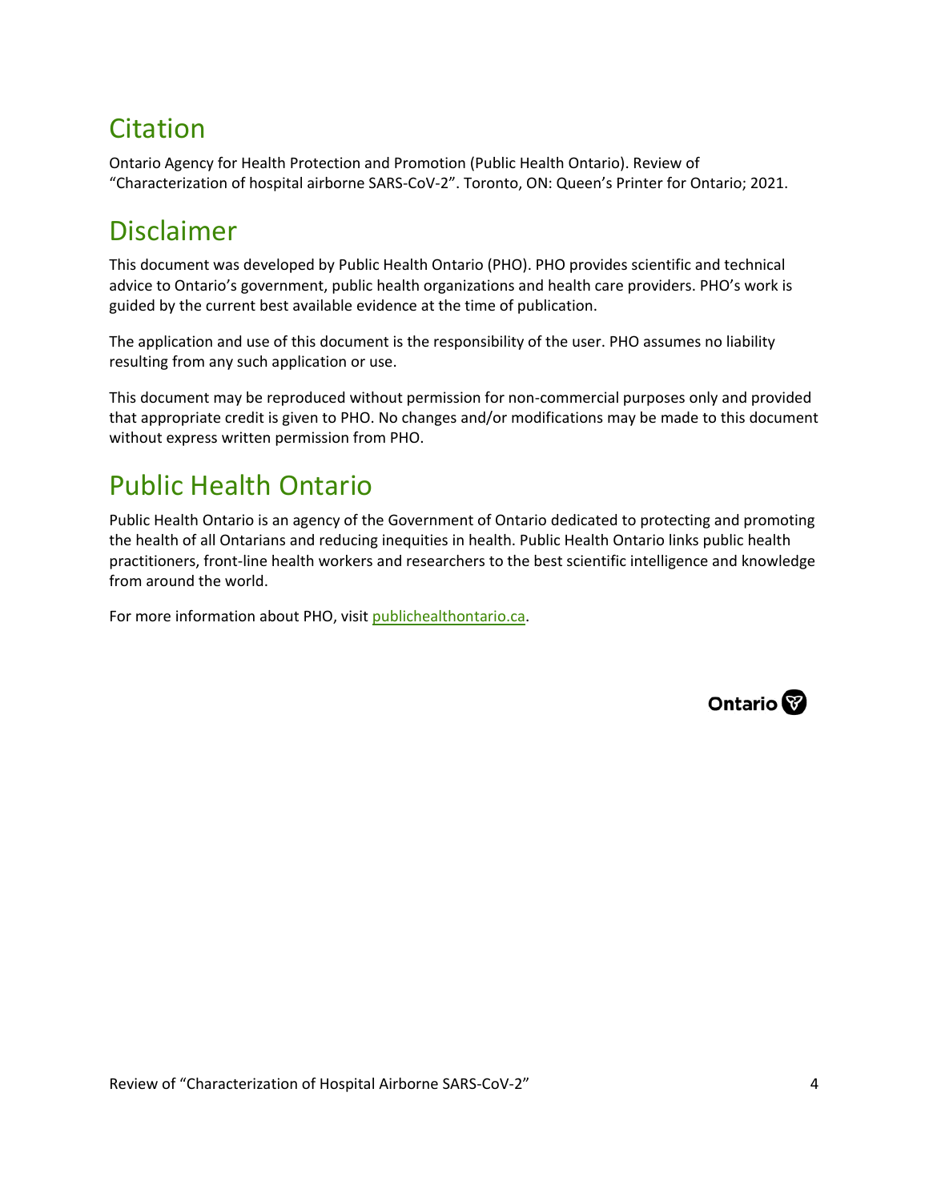## Citation

Ontario Agency for Health Protection and Promotion (Public Health Ontario). Review of "Characterization of hospital airborne SARS-CoV-2". Toronto, ON: Queen's Printer for Ontario; 2021.

## Disclaimer

This document was developed by Public Health Ontario (PHO). PHO provides scientific and technical advice to Ontario's government, public health organizations and health care providers. PHO's work is guided by the current best available evidence at the time of publication.

The application and use of this document is the responsibility of the user. PHO assumes no liability resulting from any such application or use.

This document may be reproduced without permission for non-commercial purposes only and provided that appropriate credit is given to PHO. No changes and/or modifications may be made to this document without express written permission from PHO.

## Public Health Ontario

Public Health Ontario is an agency of the Government of Ontario dedicated to protecting and promoting the health of all Ontarians and reducing inequities in health. Public Health Ontario links public health practitioners, front-line health workers and researchers to the best scientific intelligence and knowledge from around the world.

For more information about PHO, visit [publichealthontario.ca](publichealthontario.ca).

Ontario